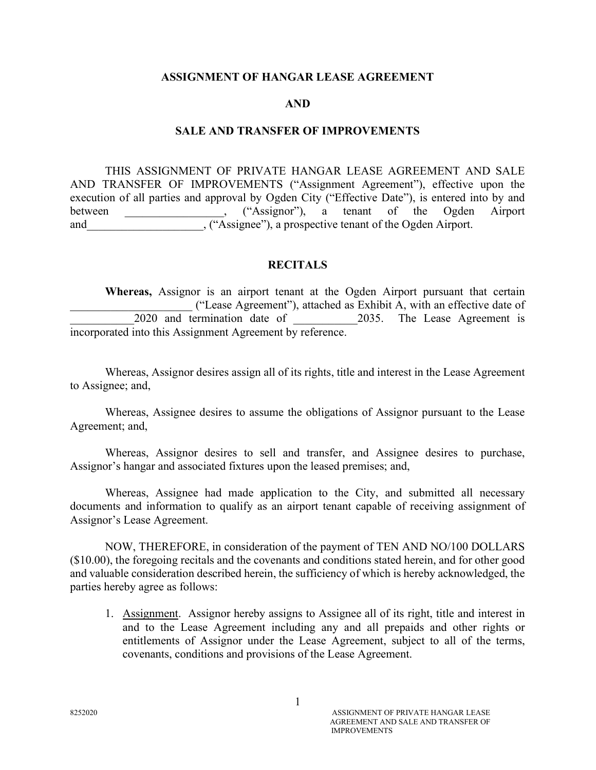# ASSIGNMENT OF HANGAR LEASE AGREEMENT

# AND

# SALE AND TRANSFER OF IMPROVEMENTS

THIS ASSIGNMENT OF PRIVATE HANGAR LEASE AGREEMENT AND SALE AND TRANSFER OF IMPROVEMENTS ("Assignment Agreement"), effective upon the execution of all parties and approval by Ogden City ("Effective Date"), is entered into by and between _________________, ("Assignor"), a tenant of the Ogden Airport and____________________, ("Assignee"), a prospective tenant of the Ogden Airport.

## RECITALS

**Whereas,** Assignor is an airport tenant at the Ogden Airport pursuant that certain _____________________ ("Lease Agreement"), attached as Exhibit A, with an effective date of ___________2020 and termination date of ___________2035. The Lease Agreement is incorporated into this Assignment Agreement by reference.

Whereas, Assignor desires assign all of its rights, title and interest in the Lease Agreement to Assignee; and,

Whereas, Assignee desires to assume the obligations of Assignor pursuant to the Lease Agreement; and,

Whereas, Assignor desires to sell and transfer, and Assignee desires to purchase, Assignor's hangar and associated fixtures upon the leased premises; and,

Whereas, Assignee had made application to the City, and submitted all necessary documents and information to qualify as an airport tenant capable of receiving assignment of Assignor's Lease Agreement.

NOW, THEREFORE, in consideration of the payment of TEN AND NO/100 DOLLARS ($10.00), the foregoing recitals and the covenants and conditions stated herein, and for other good and valuable consideration described herein, the sufficiency of which is hereby acknowledged, the parties hereby agree as follows:

1. Assignment. Assignor hereby assigns to Assignee all of its right, title and interest in and to the Lease Agreement including any and all prepaids and other rights or entitlements of Assignor under the Lease Agreement, subject to all of the terms, covenants, conditions and provisions of the Lease Agreement.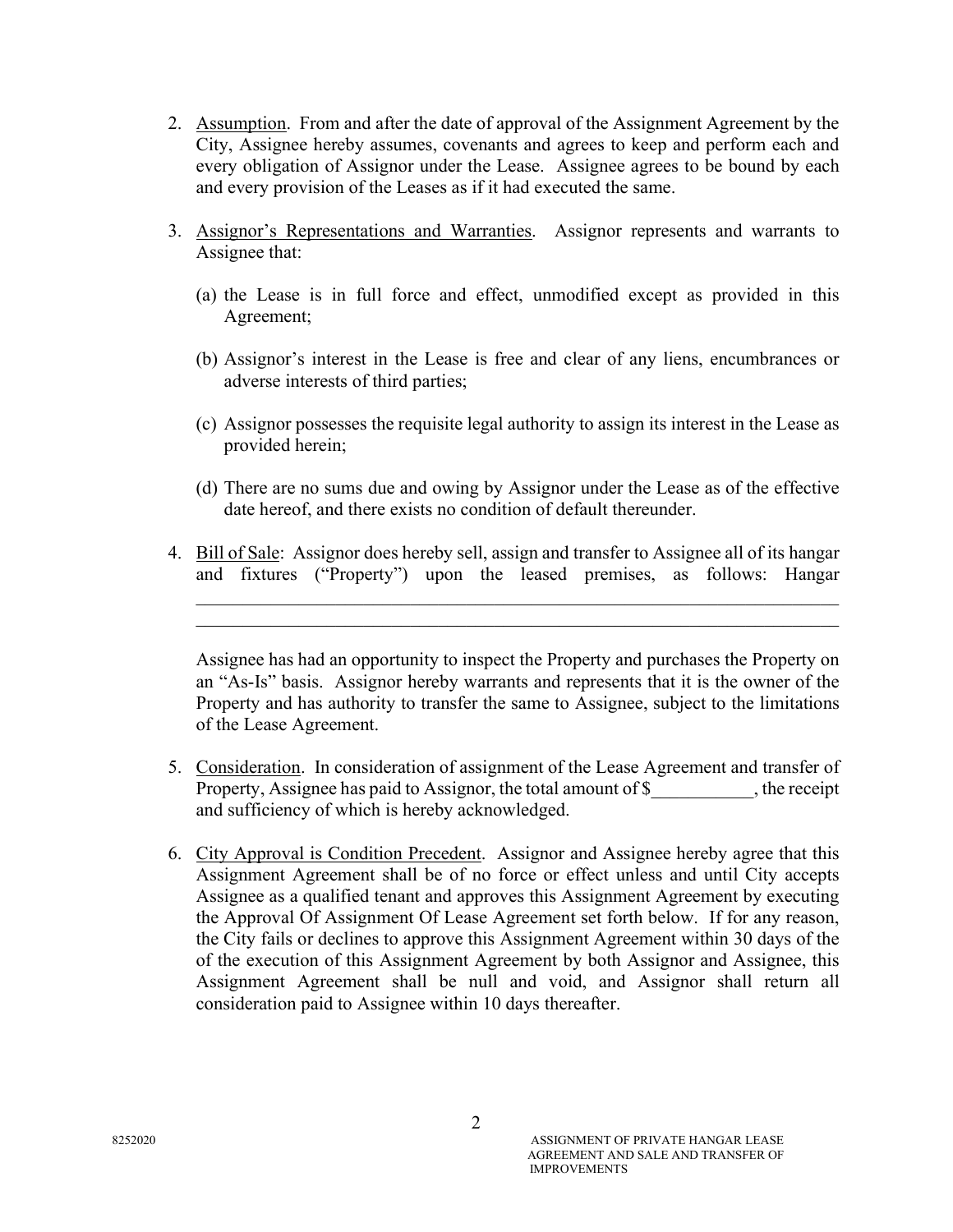2. <u>Assumption</u>. From and after the date of approval of the Assignment Agreement by the City, Assignee hereby assumes, covenants and agrees to keep and perform each and every obligation of Assignor under the Lease. Assignee agrees to be bound by each and every provision of the Leases as if it had executed the same.

3. <u>Assignor's Representations and Warranties</u>. Assignor represents and warrants to Assignee that:

   (a) the Lease is in full force and effect, unmodified except as provided in this Agreement;

   (b) Assignor's interest in the Lease is free and clear of any liens, encumbrances or adverse interests of third parties;

   (c) Assignor possesses the requisite legal authority to assign its interest in the Lease as provided herein;

   (d) There are no sums due and owing by Assignor under the Lease as of the effective date hereof, and there exists no condition of default thereunder.

4. <u>Bill of Sale</u>: Assignor does hereby sell, assign and transfer to Assignee all of its hangar and fixtures ("Property") upon the leased premises, as follows: Hangar ______________________________________________________________________ ______________________________________________________________________

   Assignee has had an opportunity to inspect the Property and purchases the Property on an "As-Is" basis. Assignor hereby warrants and represents that it is the owner of the Property and has authority to transfer the same to Assignee, subject to the limitations of the Lease Agreement.

5. <u>Consideration</u>. In consideration of assignment of the Lease Agreement and transfer of Property, Assignee has paid to Assignor, the total amount of $___________, the receipt and sufficiency of which is hereby acknowledged.

6. <u>City Approval is Condition Precedent</u>. Assignor and Assignee hereby agree that this Assignment Agreement shall be of no force or effect unless and until City accepts Assignee as a qualified tenant and approves this Assignment Agreement by executing the Approval Of Assignment Of Lease Agreement set forth below. If for any reason, the City fails or declines to approve this Assignment Agreement within 30 days of the of the execution of this Assignment Agreement by both Assignor and Assignee, this Assignment Agreement shall be null and void, and Assignor shall return all consideration paid to Assignee within 10 days thereafter.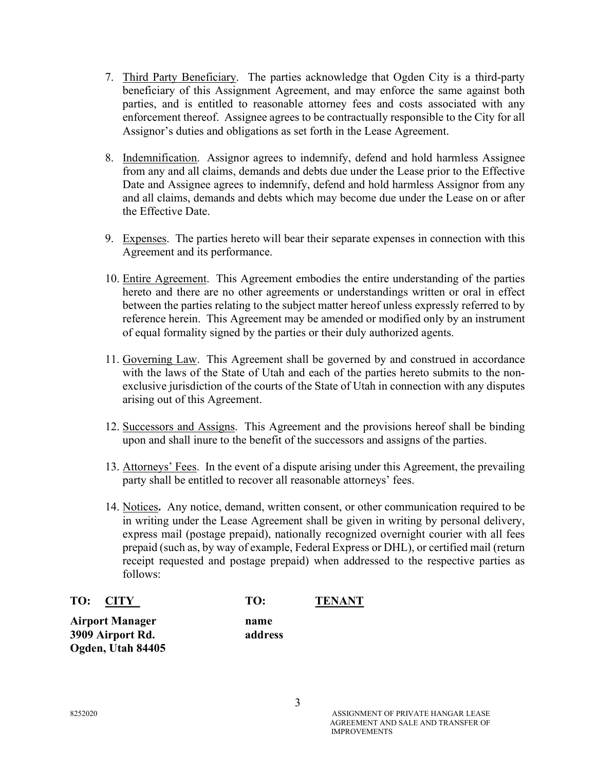7. Third Party Beneficiary. The parties acknowledge that Ogden City is a third-party beneficiary of this Assignment Agreement, and may enforce the same against both parties, and is entitled to reasonable attorney fees and costs associated with any enforcement thereof. Assignee agrees to be contractually responsible to the City for all Assignor's duties and obligations as set forth in the Lease Agreement.

8. Indemnification. Assignor agrees to indemnify, defend and hold harmless Assignee from any and all claims, demands and debts due under the Lease prior to the Effective Date and Assignee agrees to indemnify, defend and hold harmless Assignor from any and all claims, demands and debts which may become due under the Lease on or after the Effective Date.

9. Expenses. The parties hereto will bear their separate expenses in connection with this Agreement and its performance.

10. Entire Agreement. This Agreement embodies the entire understanding of the parties hereto and there are no other agreements or understandings written or oral in effect between the parties relating to the subject matter hereof unless expressly referred to by reference herein. This Agreement may be amended or modified only by an instrument of equal formality signed by the parties or their duly authorized agents.

11. Governing Law. This Agreement shall be governed by and construed in accordance with the laws of the State of Utah and each of the parties hereto submits to the non-exclusive jurisdiction of the courts of the State of Utah in connection with any disputes arising out of this Agreement.

12. Successors and Assigns. This Agreement and the provisions hereof shall be binding upon and shall inure to the benefit of the successors and assigns of the parties.

13. Attorneys' Fees. In the event of a dispute arising under this Agreement, the prevailing party shall be entitled to recover all reasonable attorneys' fees.

14. Notices**.** Any notice, demand, written consent, or other communication required to be in writing under the Lease Agreement shall be given in writing by personal delivery, express mail (postage prepaid), nationally recognized overnight courier with all fees prepaid (such as, by way of example, Federal Express or DHL), or certified mail (return receipt requested and postage prepaid) when addressed to the respective parties as follows:

| **TO: CITY** | **TO: TENANT** |
|---|---|
| **Airport Manager** | **name** |
| **3909 Airport Rd.** | **address** |
| **Ogden, Utah 84405** | |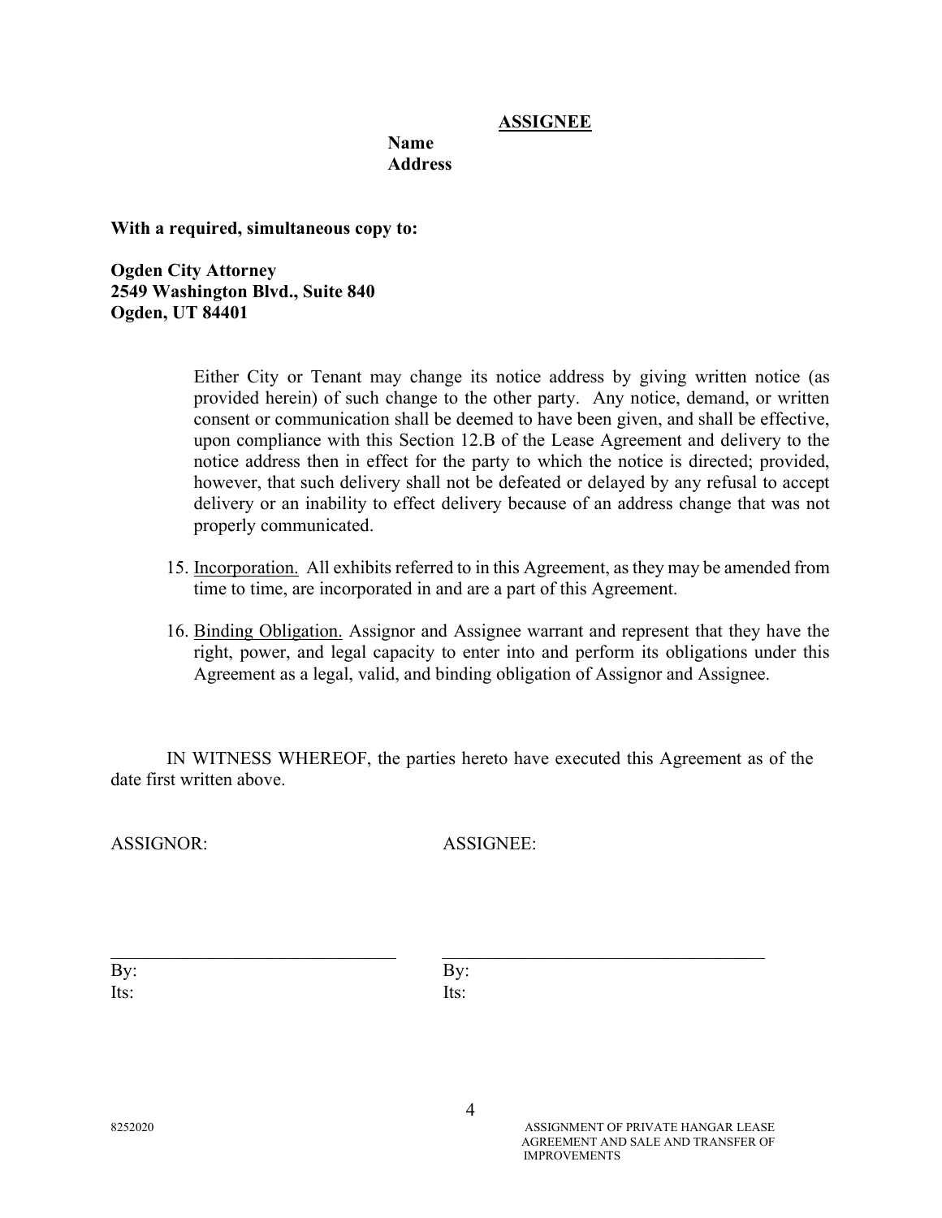**ASSIGNEE**

**Name**
**Address**

**With a required, simultaneous copy to:**

**Ogden City Attorney**
**2549 Washington Blvd., Suite 840**
**Ogden, UT 84401**

Either City or Tenant may change its notice address by giving written notice (as provided herein) of such change to the other party. Any notice, demand, or written consent or communication shall be deemed to have been given, and shall be effective, upon compliance with this Section 12.B of the Lease Agreement and delivery to the notice address then in effect for the party to which the notice is directed; provided, however, that such delivery shall not be defeated or delayed by any refusal to accept delivery or an inability to effect delivery because of an address change that was not properly communicated.

15. Incorporation. All exhibits referred to in this Agreement, as they may be amended from time to time, are incorporated in and are a part of this Agreement.

16. Binding Obligation. Assignor and Assignee warrant and represent that they have the right, power, and legal capacity to enter into and perform its obligations under this Agreement as a legal, valid, and binding obligation of Assignor and Assignee.

IN WITNESS WHEREOF, the parties hereto have executed this Agreement as of the date first written above.

ASSIGNOR:

\_\_\_\_\_\_\_\_\_\_\_\_\_\_\_\_\_\_\_\_\_\_\_\_\_\_\_\_\_\_
By:
Its:

ASSIGNEE:

\_\_\_\_\_\_\_\_\_\_\_\_\_\_\_\_\_\_\_\_\_\_\_\_\_\_\_\_\_\_
By:
Its: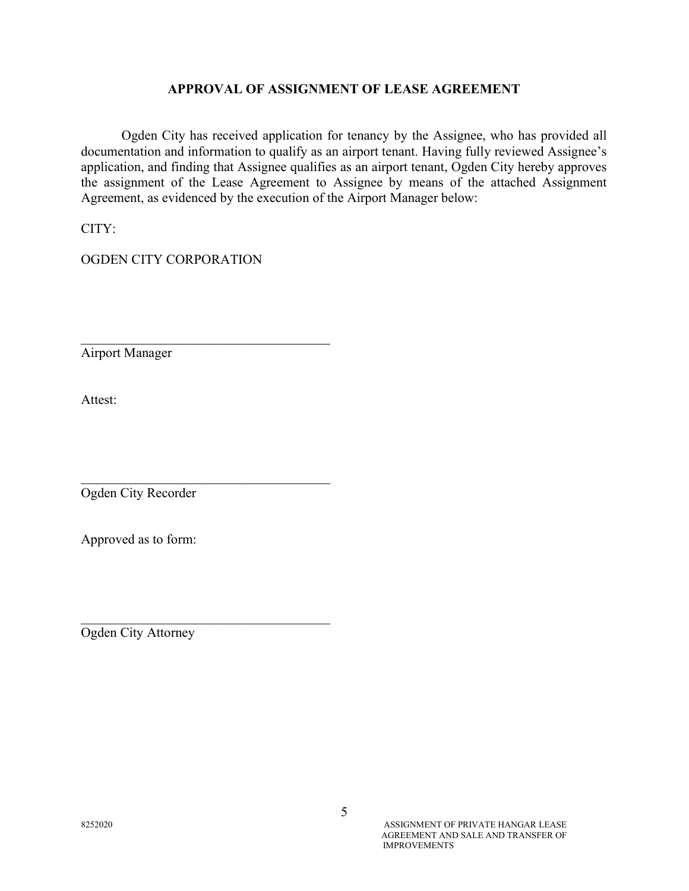# APPROVAL OF ASSIGNMENT OF LEASE AGREEMENT

Ogden City has received application for tenancy by the Assignee, who has provided all documentation and information to qualify as an airport tenant. Having fully reviewed Assignee's application, and finding that Assignee qualifies as an airport tenant, Ogden City hereby approves the assignment of the Lease Agreement to Assignee by means of the attached Assignment Agreement, as evidenced by the execution of the Airport Manager below:

CITY:

OGDEN CITY CORPORATION

______________________________________
Airport Manager

Attest:

______________________________________
Ogden City Recorder

Approved as to form:

______________________________________
Ogden City Attorney